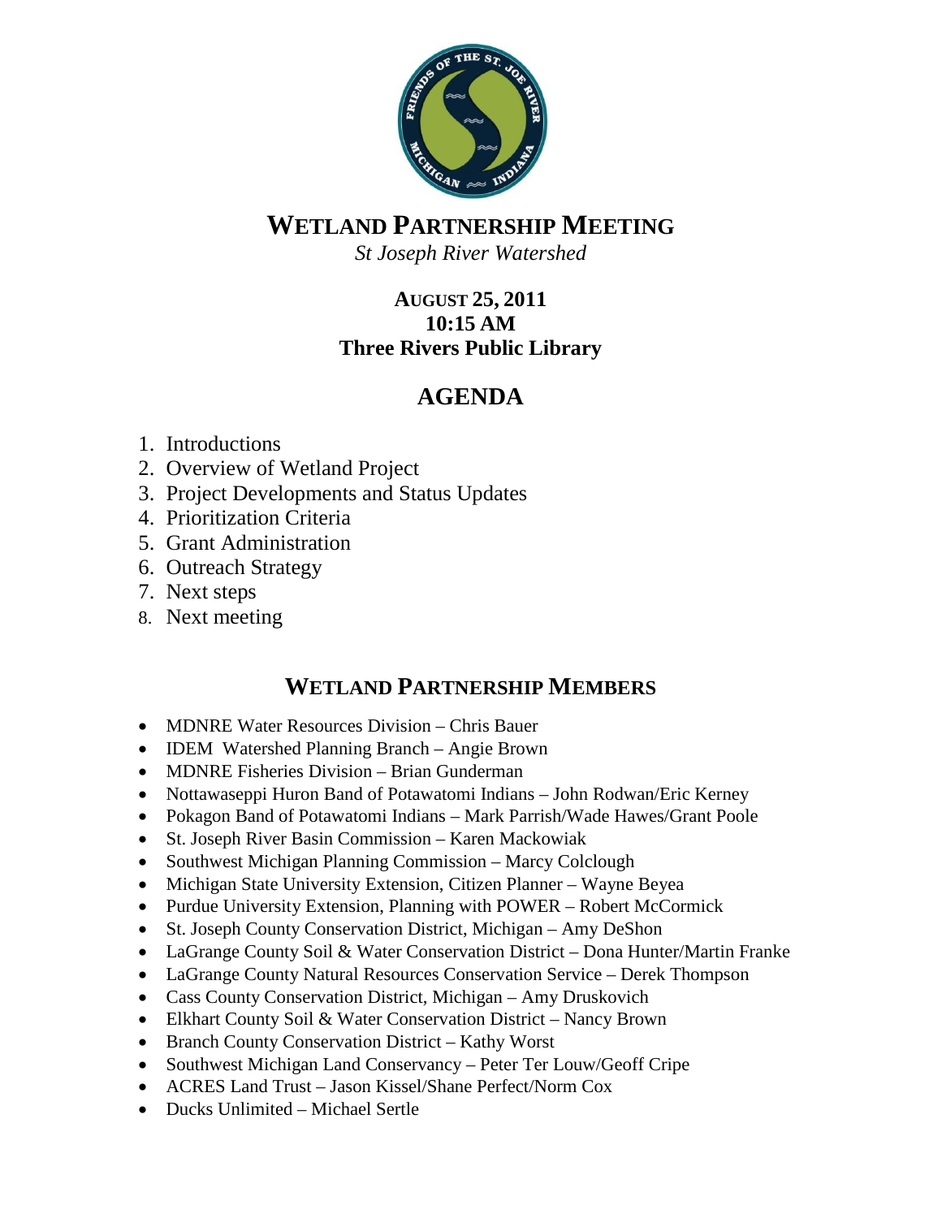# WETLAND PARTNERSHIP MEETING

*St Joseph River Watershed*

**AUGUST 25, 2011**
**10:15 AM**
**Three Rivers Public Library**

## AGENDA

1. Introductions
2. Overview of Wetland Project
3. Project Developments and Status Updates
4. Prioritization Criteria
5. Grant Administration
6. Outreach Strategy
7. Next steps
8. Next meeting

## WETLAND PARTNERSHIP MEMBERS

- MDNRE Water Resources Division – Chris Bauer
- IDEM Watershed Planning Branch – Angie Brown
- MDNRE Fisheries Division – Brian Gunderman
- Nottawaseppi Huron Band of Potawatomi Indians – John Rodwan/Eric Kerney
- Pokagon Band of Potawatomi Indians – Mark Parrish/Wade Hawes/Grant Poole
- St. Joseph River Basin Commission – Karen Mackowiak
- Southwest Michigan Planning Commission – Marcy Colclough
- Michigan State University Extension, Citizen Planner – Wayne Beyea
- Purdue University Extension, Planning with POWER – Robert McCormick
- St. Joseph County Conservation District, Michigan – Amy DeShon
- LaGrange County Soil & Water Conservation District – Dona Hunter/Martin Franke
- LaGrange County Natural Resources Conservation Service – Derek Thompson
- Cass County Conservation District, Michigan – Amy Druskovich
- Elkhart County Soil & Water Conservation District – Nancy Brown
- Branch County Conservation District – Kathy Worst
- Southwest Michigan Land Conservancy – Peter Ter Louw/Geoff Cripe
- ACRES Land Trust – Jason Kissel/Shane Perfect/Norm Cox
- Ducks Unlimited – Michael Sertle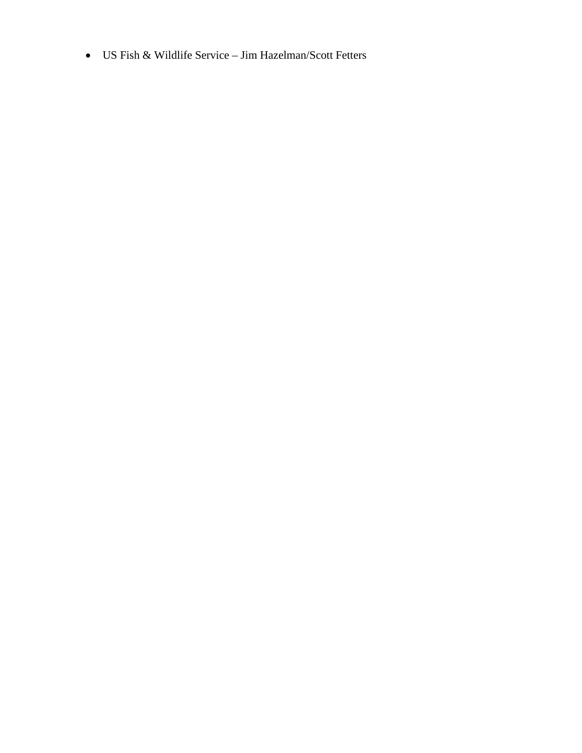- US Fish & Wildlife Service – Jim Hazelman/Scott Fetters